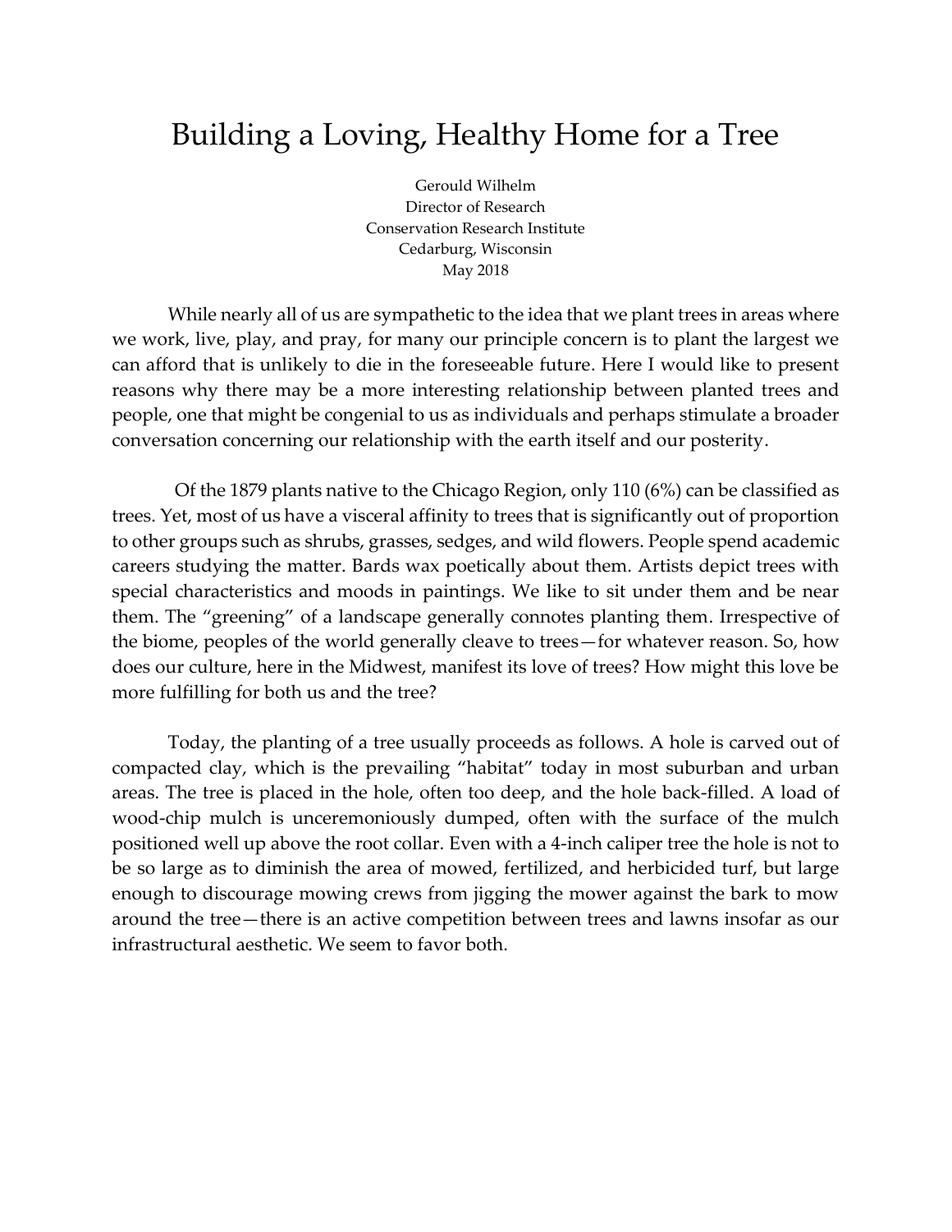# Building a Loving, Healthy Home for a Tree

Gerould Wilhelm
Director of Research
Conservation Research Institute
Cedarburg, Wisconsin
May 2018

While nearly all of us are sympathetic to the idea that we plant trees in areas where we work, live, play, and pray, for many our principle concern is to plant the largest we can afford that is unlikely to die in the foreseeable future. Here I would like to present reasons why there may be a more interesting relationship between planted trees and people, one that might be congenial to us as individuals and perhaps stimulate a broader conversation concerning our relationship with the earth itself and our posterity.

Of the 1879 plants native to the Chicago Region, only 110 (6%) can be classified as trees. Yet, most of us have a visceral affinity to trees that is significantly out of proportion to other groups such as shrubs, grasses, sedges, and wild flowers. People spend academic careers studying the matter. Bards wax poetically about them. Artists depict trees with special characteristics and moods in paintings. We like to sit under them and be near them. The "greening" of a landscape generally connotes planting them. Irrespective of the biome, peoples of the world generally cleave to trees—for whatever reason. So, how does our culture, here in the Midwest, manifest its love of trees? How might this love be more fulfilling for both us and the tree?

Today, the planting of a tree usually proceeds as follows. A hole is carved out of compacted clay, which is the prevailing "habitat" today in most suburban and urban areas. The tree is placed in the hole, often too deep, and the hole back-filled. A load of wood-chip mulch is unceremoniously dumped, often with the surface of the mulch positioned well up above the root collar. Even with a 4-inch caliper tree the hole is not to be so large as to diminish the area of mowed, fertilized, and herbicided turf, but large enough to discourage mowing crews from jigging the mower against the bark to mow around the tree—there is an active competition between trees and lawns insofar as our infrastructural aesthetic. We seem to favor both.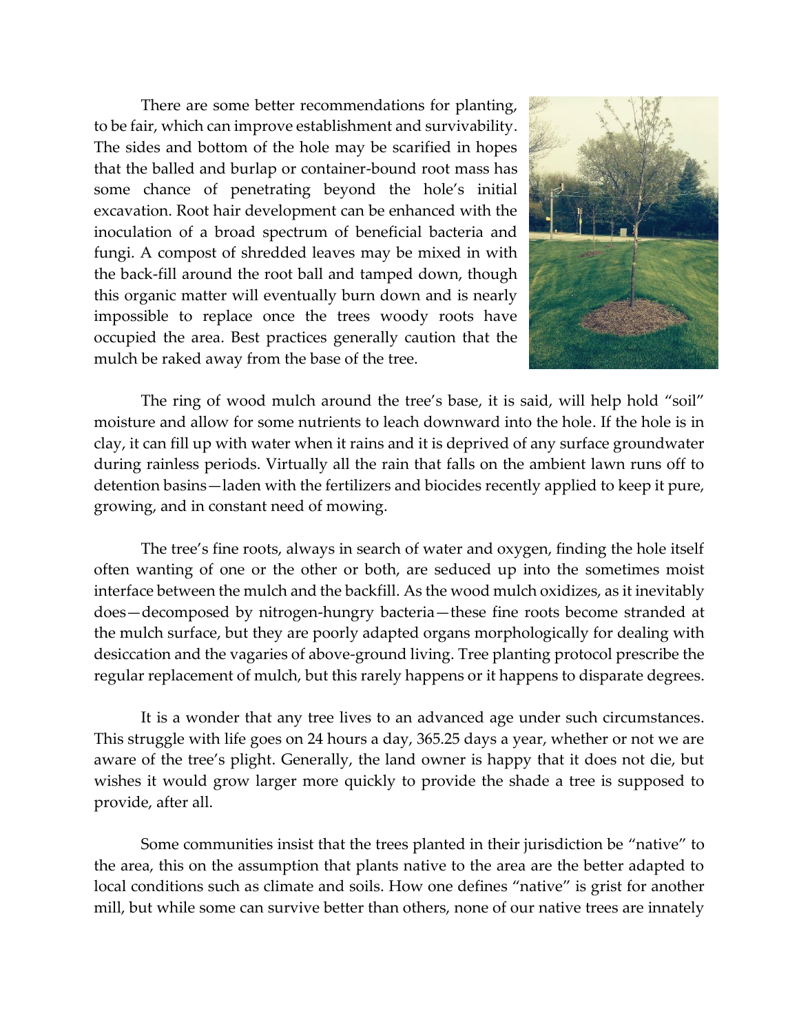There are some better recommendations for planting, to be fair, which can improve establishment and survivability. The sides and bottom of the hole may be scarified in hopes that the balled and burlap or container-bound root mass has some chance of penetrating beyond the hole's initial excavation. Root hair development can be enhanced with the inoculation of a broad spectrum of beneficial bacteria and fungi. A compost of shredded leaves may be mixed in with the back-fill around the root ball and tamped down, though this organic matter will eventually burn down and is nearly impossible to replace once the trees woody roots have occupied the area. Best practices generally caution that the mulch be raked away from the base of the tree.

The ring of wood mulch around the tree's base, it is said, will help hold "soil" moisture and allow for some nutrients to leach downward into the hole. If the hole is in clay, it can fill up with water when it rains and it is deprived of any surface groundwater during rainless periods. Virtually all the rain that falls on the ambient lawn runs off to detention basins—laden with the fertilizers and biocides recently applied to keep it pure, growing, and in constant need of mowing.

The tree's fine roots, always in search of water and oxygen, finding the hole itself often wanting of one or the other or both, are seduced up into the sometimes moist interface between the mulch and the backfill. As the wood mulch oxidizes, as it inevitably does—decomposed by nitrogen-hungry bacteria—these fine roots become stranded at the mulch surface, but they are poorly adapted organs morphologically for dealing with desiccation and the vagaries of above-ground living. Tree planting protocol prescribe the regular replacement of mulch, but this rarely happens or it happens to disparate degrees.

It is a wonder that any tree lives to an advanced age under such circumstances. This struggle with life goes on 24 hours a day, 365.25 days a year, whether or not we are aware of the tree's plight. Generally, the land owner is happy that it does not die, but wishes it would grow larger more quickly to provide the shade a tree is supposed to provide, after all.

Some communities insist that the trees planted in their jurisdiction be "native" to the area, this on the assumption that plants native to the area are the better adapted to local conditions such as climate and soils. How one defines "native" is grist for another mill, but while some can survive better than others, none of our native trees are innately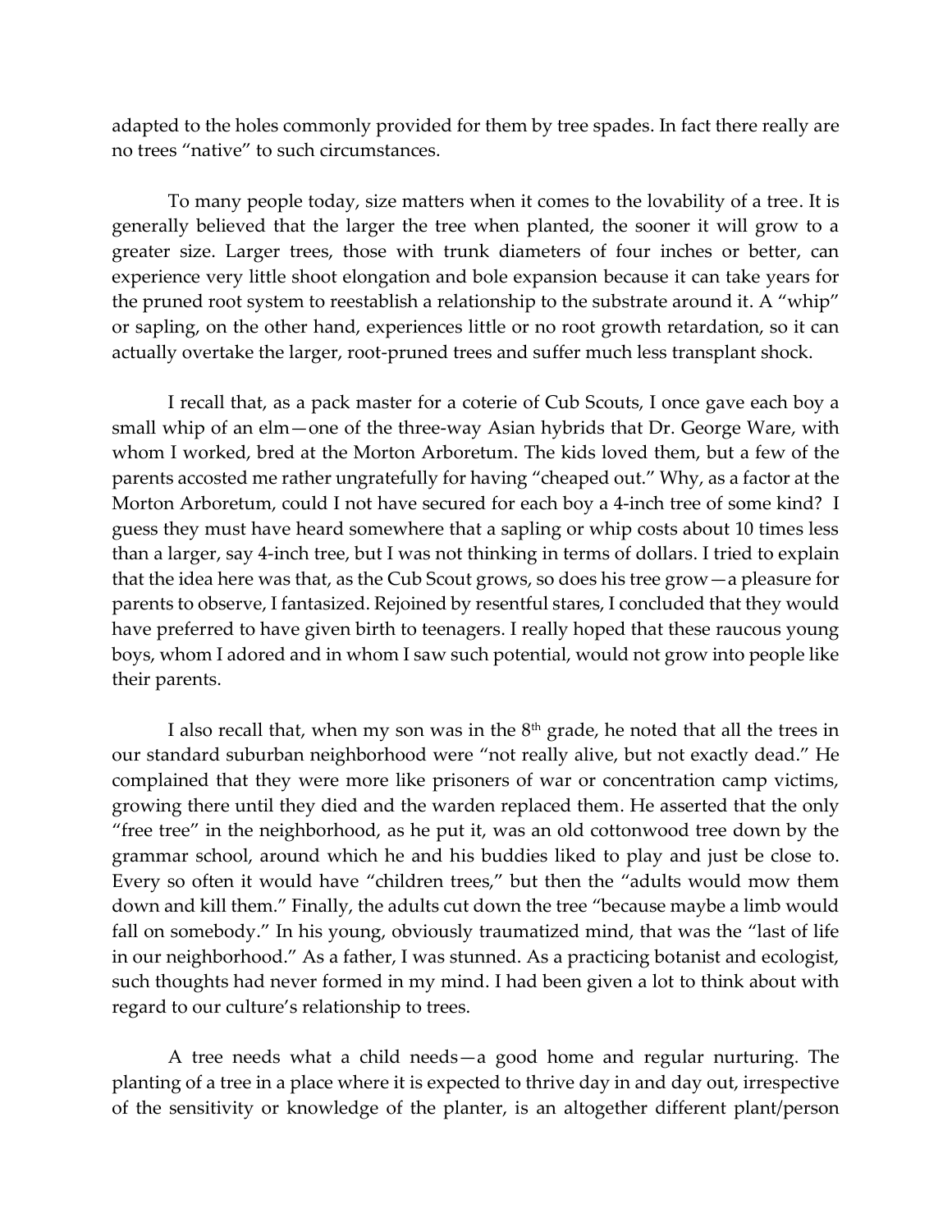adapted to the holes commonly provided for them by tree spades. In fact there really are no trees "native" to such circumstances.

To many people today, size matters when it comes to the lovability of a tree. It is generally believed that the larger the tree when planted, the sooner it will grow to a greater size. Larger trees, those with trunk diameters of four inches or better, can experience very little shoot elongation and bole expansion because it can take years for the pruned root system to reestablish a relationship to the substrate around it. A "whip" or sapling, on the other hand, experiences little or no root growth retardation, so it can actually overtake the larger, root-pruned trees and suffer much less transplant shock.

I recall that, as a pack master for a coterie of Cub Scouts, I once gave each boy a small whip of an elm—one of the three-way Asian hybrids that Dr. George Ware, with whom I worked, bred at the Morton Arboretum. The kids loved them, but a few of the parents accosted me rather ungratefully for having "cheaped out." Why, as a factor at the Morton Arboretum, could I not have secured for each boy a 4-inch tree of some kind? I guess they must have heard somewhere that a sapling or whip costs about 10 times less than a larger, say 4-inch tree, but I was not thinking in terms of dollars. I tried to explain that the idea here was that, as the Cub Scout grows, so does his tree grow—a pleasure for parents to observe, I fantasized. Rejoined by resentful stares, I concluded that they would have preferred to have given birth to teenagers. I really hoped that these raucous young boys, whom I adored and in whom I saw such potential, would not grow into people like their parents.

I also recall that, when my son was in the 8th grade, he noted that all the trees in our standard suburban neighborhood were "not really alive, but not exactly dead." He complained that they were more like prisoners of war or concentration camp victims, growing there until they died and the warden replaced them. He asserted that the only "free tree" in the neighborhood, as he put it, was an old cottonwood tree down by the grammar school, around which he and his buddies liked to play and just be close to. Every so often it would have "children trees," but then the "adults would mow them down and kill them." Finally, the adults cut down the tree "because maybe a limb would fall on somebody." In his young, obviously traumatized mind, that was the "last of life in our neighborhood." As a father, I was stunned. As a practicing botanist and ecologist, such thoughts had never formed in my mind. I had been given a lot to think about with regard to our culture's relationship to trees.

A tree needs what a child needs—a good home and regular nurturing. The planting of a tree in a place where it is expected to thrive day in and day out, irrespective of the sensitivity or knowledge of the planter, is an altogether different plant/person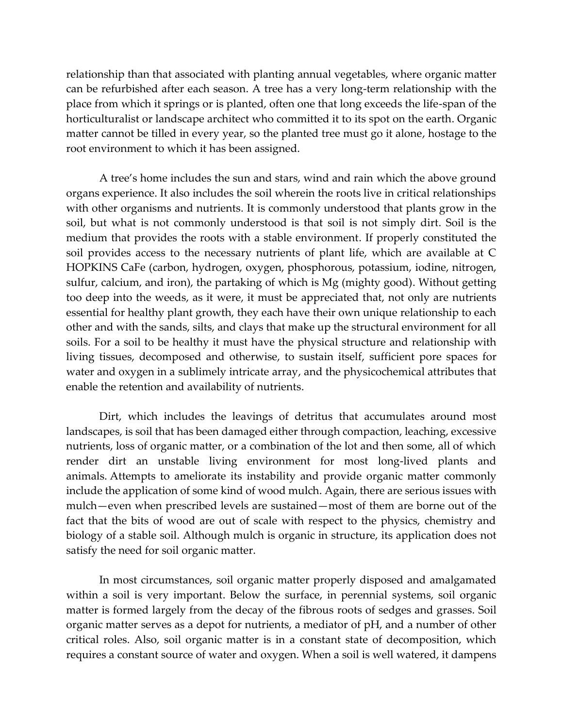relationship than that associated with planting annual vegetables, where organic matter can be refurbished after each season. A tree has a very long-term relationship with the place from which it springs or is planted, often one that long exceeds the life-span of the horticulturalist or landscape architect who committed it to its spot on the earth. Organic matter cannot be tilled in every year, so the planted tree must go it alone, hostage to the root environment to which it has been assigned.

A tree's home includes the sun and stars, wind and rain which the above ground organs experience. It also includes the soil wherein the roots live in critical relationships with other organisms and nutrients. It is commonly understood that plants grow in the soil, but what is not commonly understood is that soil is not simply dirt. Soil is the medium that provides the roots with a stable environment. If properly constituted the soil provides access to the necessary nutrients of plant life, which are available at C HOPKINS CaFe (carbon, hydrogen, oxygen, phosphorous, potassium, iodine, nitrogen, sulfur, calcium, and iron), the partaking of which is Mg (mighty good). Without getting too deep into the weeds, as it were, it must be appreciated that, not only are nutrients essential for healthy plant growth, they each have their own unique relationship to each other and with the sands, silts, and clays that make up the structural environment for all soils. For a soil to be healthy it must have the physical structure and relationship with living tissues, decomposed and otherwise, to sustain itself, sufficient pore spaces for water and oxygen in a sublimely intricate array, and the physicochemical attributes that enable the retention and availability of nutrients.

Dirt, which includes the leavings of detritus that accumulates around most landscapes, is soil that has been damaged either through compaction, leaching, excessive nutrients, loss of organic matter, or a combination of the lot and then some, all of which render dirt an unstable living environment for most long-lived plants and animals. Attempts to ameliorate its instability and provide organic matter commonly include the application of some kind of wood mulch. Again, there are serious issues with mulch—even when prescribed levels are sustained—most of them are borne out of the fact that the bits of wood are out of scale with respect to the physics, chemistry and biology of a stable soil. Although mulch is organic in structure, its application does not satisfy the need for soil organic matter.

In most circumstances, soil organic matter properly disposed and amalgamated within a soil is very important. Below the surface, in perennial systems, soil organic matter is formed largely from the decay of the fibrous roots of sedges and grasses. Soil organic matter serves as a depot for nutrients, a mediator of pH, and a number of other critical roles. Also, soil organic matter is in a constant state of decomposition, which requires a constant source of water and oxygen. When a soil is well watered, it dampens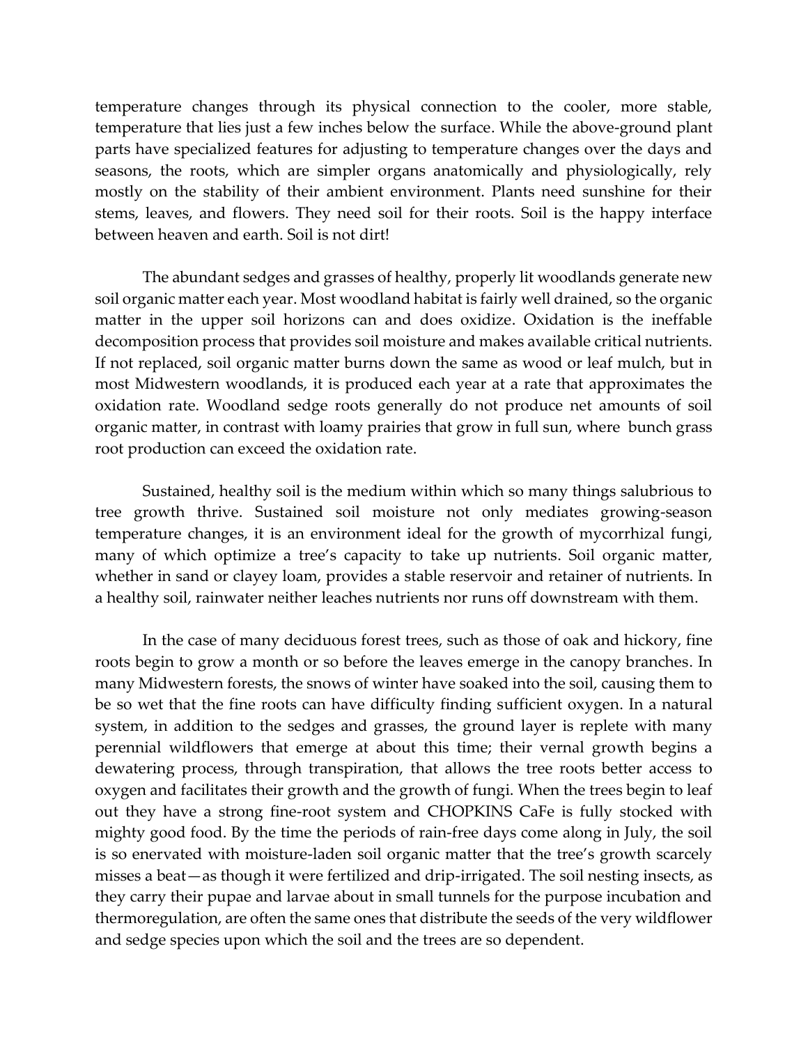temperature changes through its physical connection to the cooler, more stable, temperature that lies just a few inches below the surface. While the above-ground plant parts have specialized features for adjusting to temperature changes over the days and seasons, the roots, which are simpler organs anatomically and physiologically, rely mostly on the stability of their ambient environment. Plants need sunshine for their stems, leaves, and flowers. They need soil for their roots. Soil is the happy interface between heaven and earth. Soil is not dirt!

The abundant sedges and grasses of healthy, properly lit woodlands generate new soil organic matter each year. Most woodland habitat is fairly well drained, so the organic matter in the upper soil horizons can and does oxidize. Oxidation is the ineffable decomposition process that provides soil moisture and makes available critical nutrients. If not replaced, soil organic matter burns down the same as wood or leaf mulch, but in most Midwestern woodlands, it is produced each year at a rate that approximates the oxidation rate. Woodland sedge roots generally do not produce net amounts of soil organic matter, in contrast with loamy prairies that grow in full sun, where bunch grass root production can exceed the oxidation rate.

Sustained, healthy soil is the medium within which so many things salubrious to tree growth thrive. Sustained soil moisture not only mediates growing-season temperature changes, it is an environment ideal for the growth of mycorrhizal fungi, many of which optimize a tree's capacity to take up nutrients. Soil organic matter, whether in sand or clayey loam, provides a stable reservoir and retainer of nutrients. In a healthy soil, rainwater neither leaches nutrients nor runs off downstream with them.

In the case of many deciduous forest trees, such as those of oak and hickory, fine roots begin to grow a month or so before the leaves emerge in the canopy branches. In many Midwestern forests, the snows of winter have soaked into the soil, causing them to be so wet that the fine roots can have difficulty finding sufficient oxygen. In a natural system, in addition to the sedges and grasses, the ground layer is replete with many perennial wildflowers that emerge at about this time; their vernal growth begins a dewatering process, through transpiration, that allows the tree roots better access to oxygen and facilitates their growth and the growth of fungi. When the trees begin to leaf out they have a strong fine-root system and CHOPKINS CaFe is fully stocked with mighty good food. By the time the periods of rain-free days come along in July, the soil is so enervated with moisture-laden soil organic matter that the tree's growth scarcely misses a beat—as though it were fertilized and drip-irrigated. The soil nesting insects, as they carry their pupae and larvae about in small tunnels for the purpose incubation and thermoregulation, are often the same ones that distribute the seeds of the very wildflower and sedge species upon which the soil and the trees are so dependent.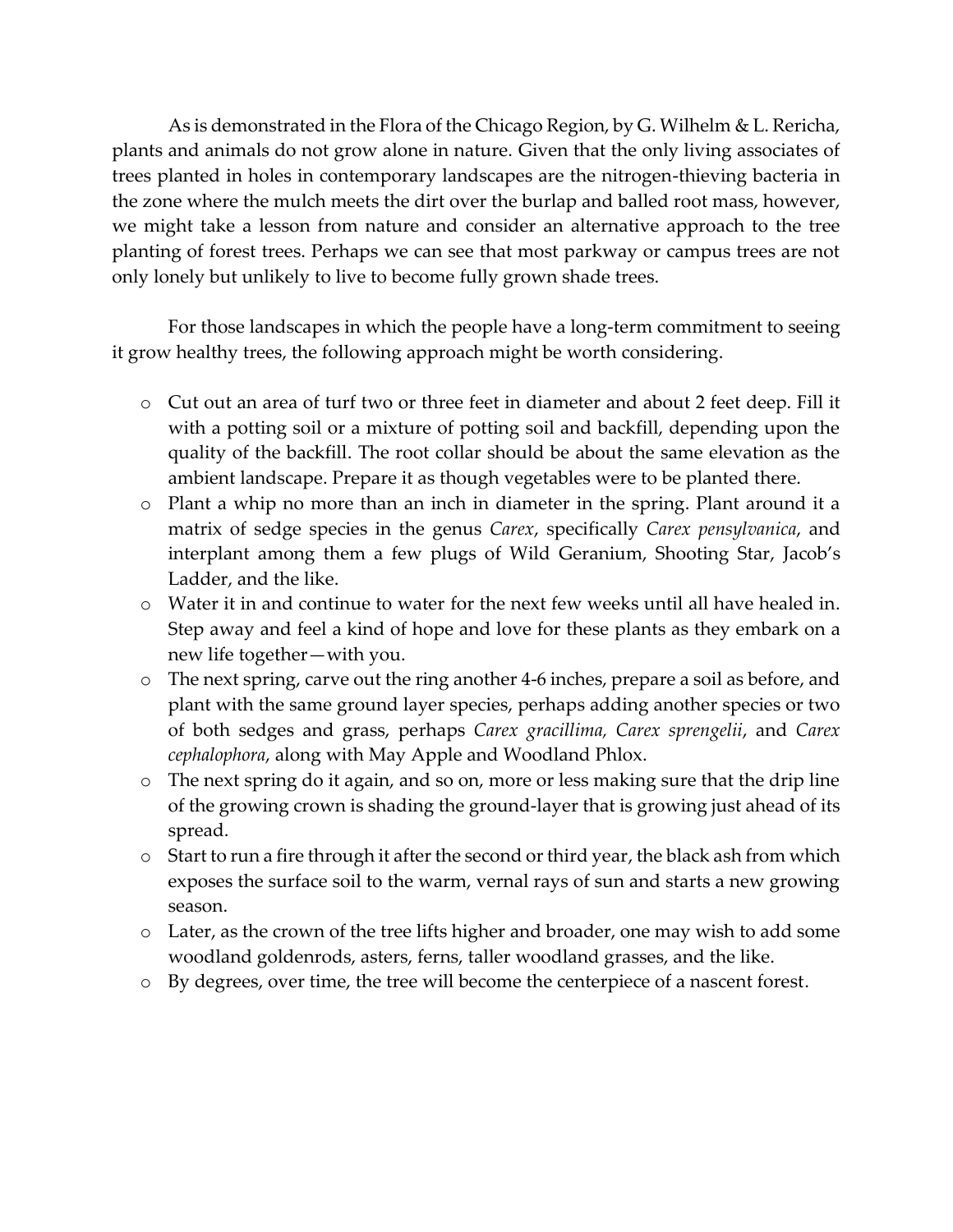As is demonstrated in the Flora of the Chicago Region, by G. Wilhelm & L. Rericha, plants and animals do not grow alone in nature. Given that the only living associates of trees planted in holes in contemporary landscapes are the nitrogen-thieving bacteria in the zone where the mulch meets the dirt over the burlap and balled root mass, however, we might take a lesson from nature and consider an alternative approach to the tree planting of forest trees. Perhaps we can see that most parkway or campus trees are not only lonely but unlikely to live to become fully grown shade trees.

For those landscapes in which the people have a long-term commitment to seeing it grow healthy trees, the following approach might be worth considering.

- Cut out an area of turf two or three feet in diameter and about 2 feet deep. Fill it with a potting soil or a mixture of potting soil and backfill, depending upon the quality of the backfill. The root collar should be about the same elevation as the ambient landscape. Prepare it as though vegetables were to be planted there.
- Plant a whip no more than an inch in diameter in the spring. Plant around it a matrix of sedge species in the genus *Carex*, specifically *Carex pensylvanica*, and interplant among them a few plugs of Wild Geranium, Shooting Star, Jacob's Ladder, and the like.
- Water it in and continue to water for the next few weeks until all have healed in. Step away and feel a kind of hope and love for these plants as they embark on a new life together—with you.
- The next spring, carve out the ring another 4-6 inches, prepare a soil as before, and plant with the same ground layer species, perhaps adding another species or two of both sedges and grass, perhaps *Carex gracillima, Carex sprengelii*, and *Carex cephalophora*, along with May Apple and Woodland Phlox.
- The next spring do it again, and so on, more or less making sure that the drip line of the growing crown is shading the ground-layer that is growing just ahead of its spread.
- Start to run a fire through it after the second or third year, the black ash from which exposes the surface soil to the warm, vernal rays of sun and starts a new growing season.
- Later, as the crown of the tree lifts higher and broader, one may wish to add some woodland goldenrods, asters, ferns, taller woodland grasses, and the like.
- By degrees, over time, the tree will become the centerpiece of a nascent forest.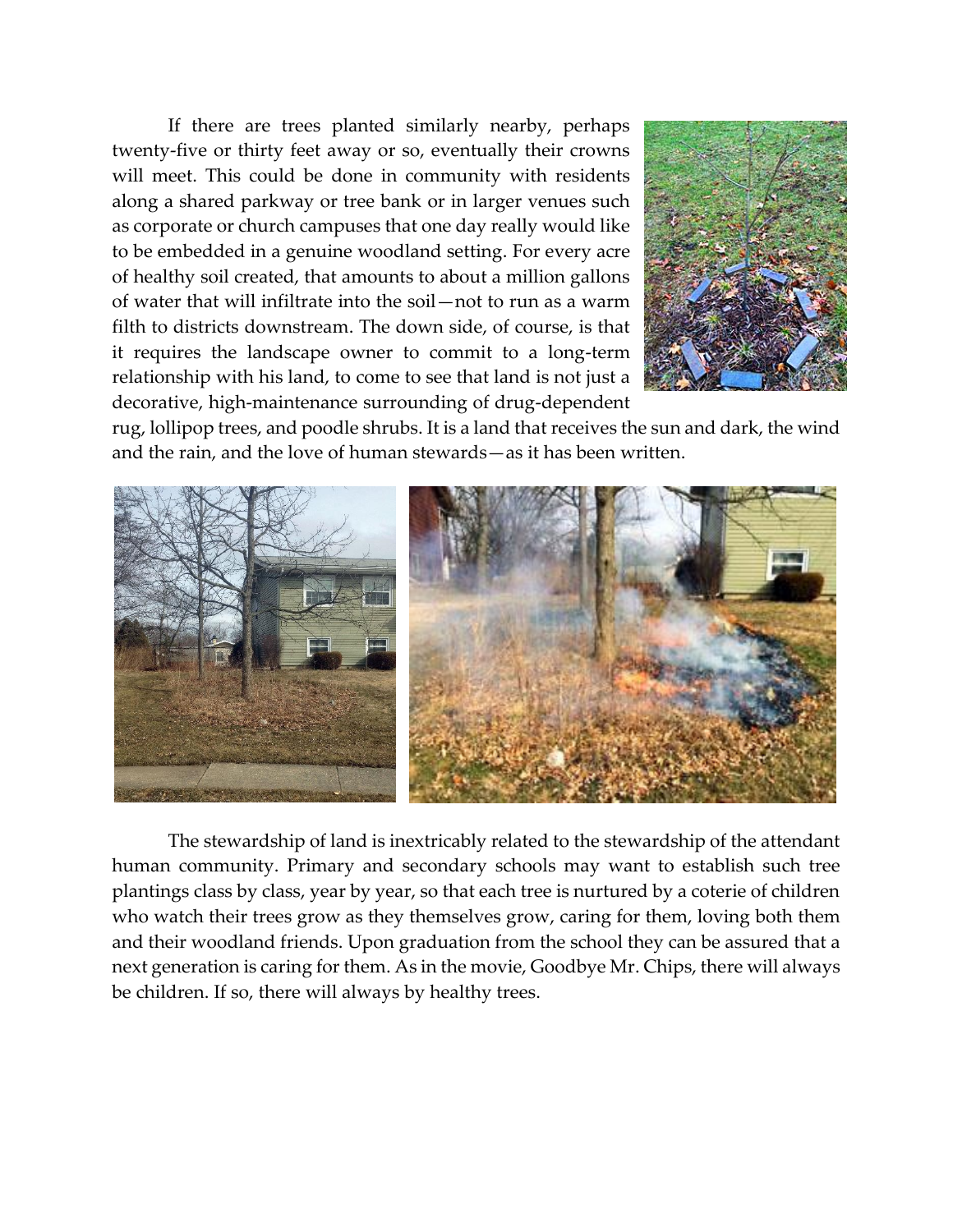If there are trees planted similarly nearby, perhaps twenty-five or thirty feet away or so, eventually their crowns will meet. This could be done in community with residents along a shared parkway or tree bank or in larger venues such as corporate or church campuses that one day really would like to be embedded in a genuine woodland setting. For every acre of healthy soil created, that amounts to about a million gallons of water that will infiltrate into the soil—not to run as a warm filth to districts downstream. The down side, of course, is that it requires the landscape owner to commit to a long-term relationship with his land, to come to see that land is not just a decorative, high-maintenance surrounding of drug-dependent rug, lollipop trees, and poodle shrubs. It is a land that receives the sun and dark, the wind and the rain, and the love of human stewards—as it has been written.

The stewardship of land is inextricably related to the stewardship of the attendant human community. Primary and secondary schools may want to establish such tree plantings class by class, year by year, so that each tree is nurtured by a coterie of children who watch their trees grow as they themselves grow, caring for them, loving both them and their woodland friends. Upon graduation from the school they can be assured that a next generation is caring for them. As in the movie, Goodbye Mr. Chips, there will always be children. If so, there will always by healthy trees.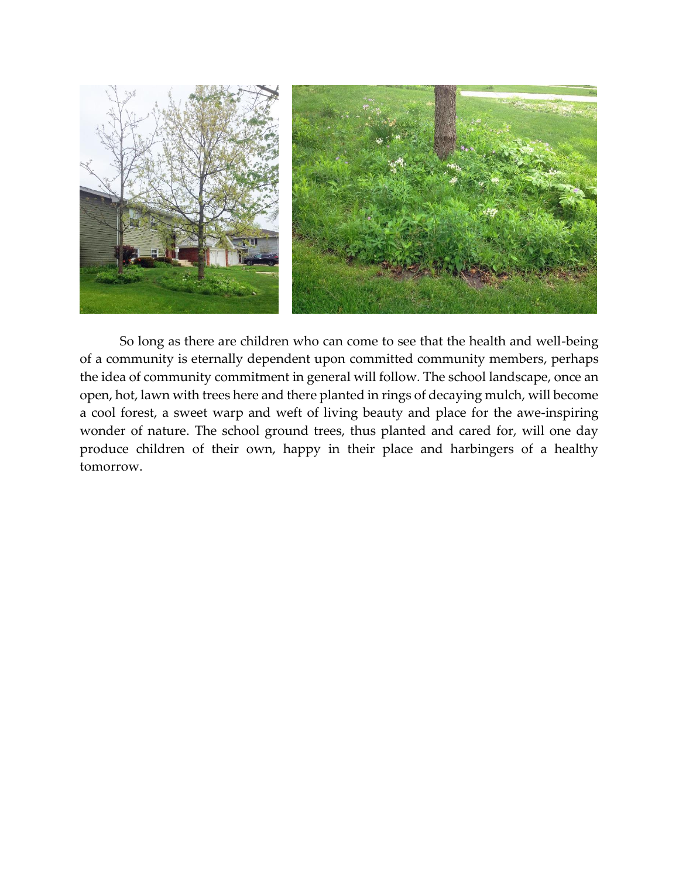So long as there are children who can come to see that the health and well-being of a community is eternally dependent upon committed community members, perhaps the idea of community commitment in general will follow. The school landscape, once an open, hot, lawn with trees here and there planted in rings of decaying mulch, will become a cool forest, a sweet warp and weft of living beauty and place for the awe-inspiring wonder of nature. The school ground trees, thus planted and cared for, will one day produce children of their own, happy in their place and harbingers of a healthy tomorrow.